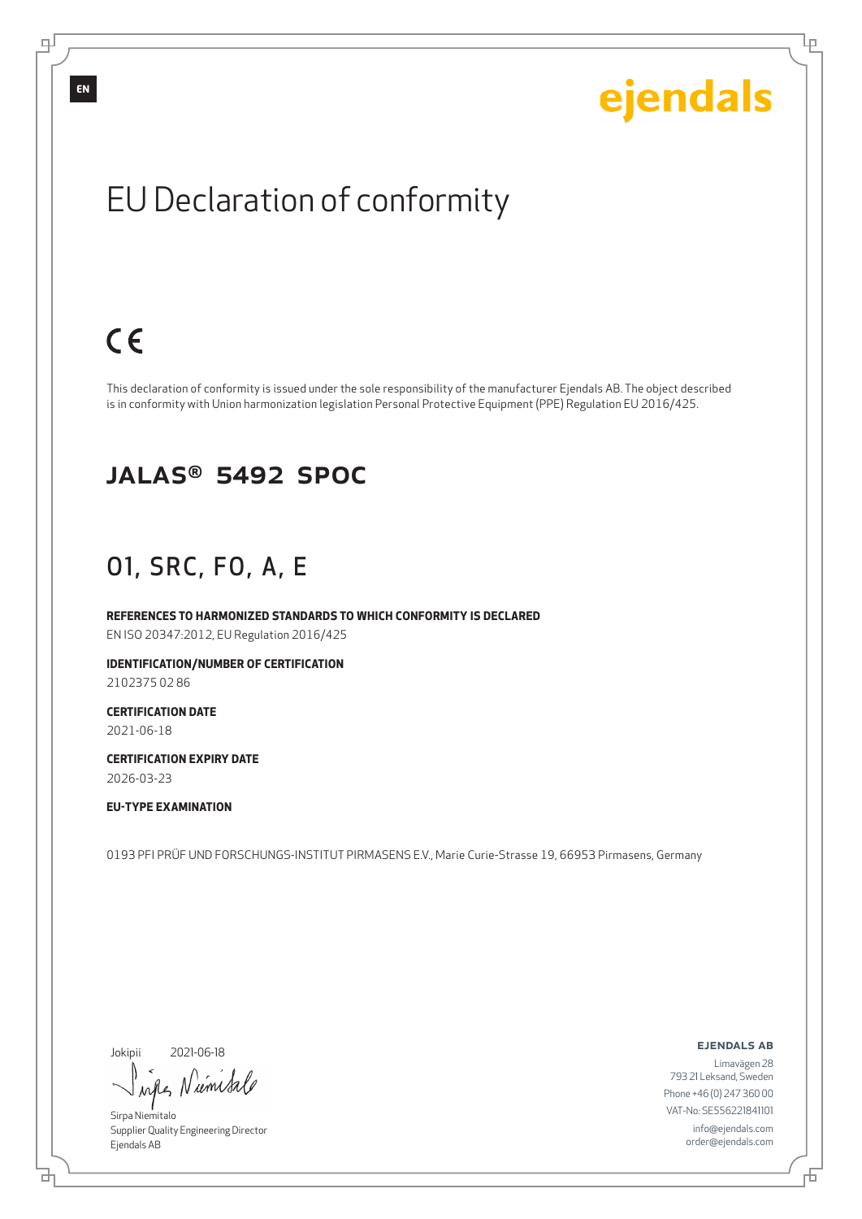EN

ejendals

# EU Declaration of conformity

CE

This declaration of conformity is issued under the sole responsibility of the manufacturer Ejendals AB. The object described is in conformity with Union harmonization legislation Personal Protective Equipment (PPE) Regulation EU 2016/425.

## JALAS® 5492 SPOC

## O1, SRC, FO, A, E

**REFERENCES TO HARMONIZED STANDARDS TO WHICH CONFORMITY IS DECLARED**
EN ISO 20347:2012, EU Regulation 2016/425

**IDENTIFICATION/NUMBER OF CERTIFICATION**
2102375 02 86

**CERTIFICATION DATE**
2021-06-18

**CERTIFICATION EXPIRY DATE**
2026-03-23

**EU-TYPE EXAMINATION**

0193 PFI PRÜF UND FORSCHUNGS-INSTITUT PIRMASENS E.V., Marie Curie-Strasse 19, 66953 Pirmasens, Germany

Jokipii 2021-06-18

Sirpa Niemitalo
Supplier Quality Engineering Director
Ejendals AB

**EJENDALS AB**
Limavägen 28
793 21 Leksand, Sweden
Phone +46 (0) 247 360 00
VAT-No: SE556221841101
info@ejendals.com
order@ejendals.com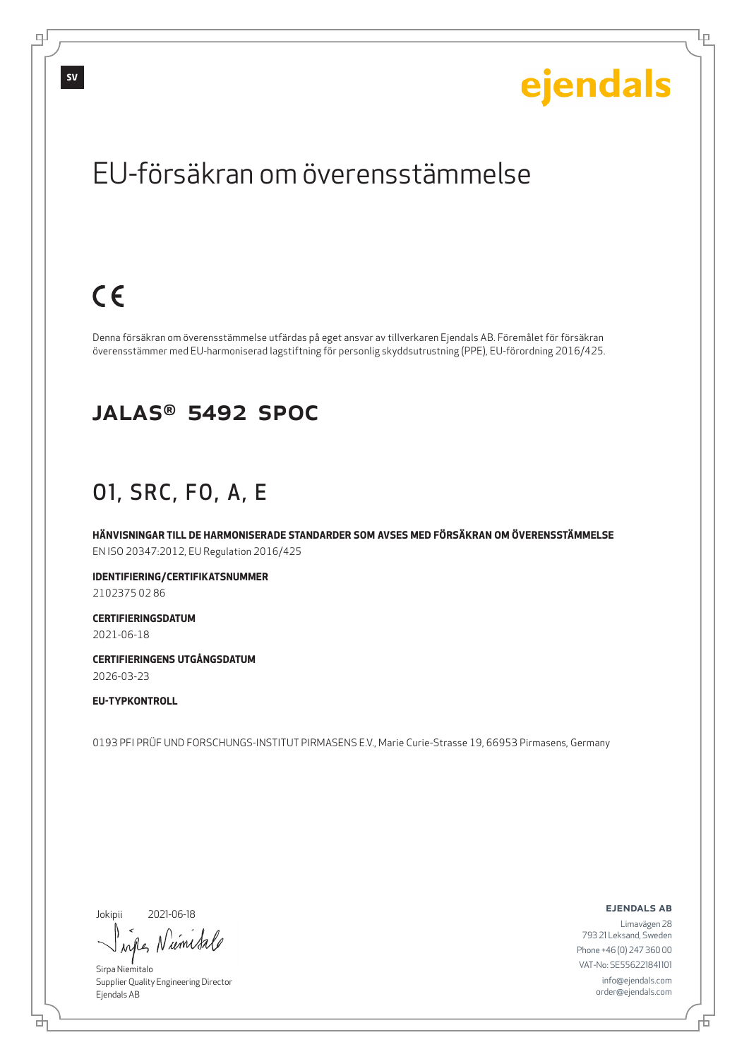ejendals

# EU-försäkran om överensstämmelse

CE

Denna försäkran om överensstämmelse utfärdas på eget ansvar av tillverkaren Ejendals AB. Föremålet för försäkran överensstämmer med EU-harmoniserad lagstiftning för personlig skyddsutrustning (PPE), EU-förordning 2016/425.

## JALAS® 5492 SPOC

## O1, SRC, FO, A, E

**HÄNVISNINGAR TILL DE HARMONISERADE STANDARDER SOM AVSES MED FÖRSÄKRAN OM ÖVERENSSTÄMMELSE**
EN ISO 20347:2012, EU Regulation 2016/425

**IDENTIFIERING/CERTIFIKATSNUMMER**
2102375 02 86

**CERTIFIERINGSDATUM**
2021-06-18

**CERTIFIERINGENS UTGÅNGSDATUM**
2026-03-23

**EU-TYPKONTROLL**

0193 PFI PRÜF UND FORSCHUNGS-INSTITUT PIRMASENS E.V., Marie Curie-Strasse 19, 66953 Pirmasens, Germany

Jokipii 2021-06-18

Sirpa Niemitalo
Supplier Quality Engineering Director
Ejendals AB

**EJENDALS AB**
Limavägen 28
793 21 Leksand, Sweden
Phone +46 (0) 247 360 00
VAT-No: SE556221841101
info@ejendals.com
order@ejendals.com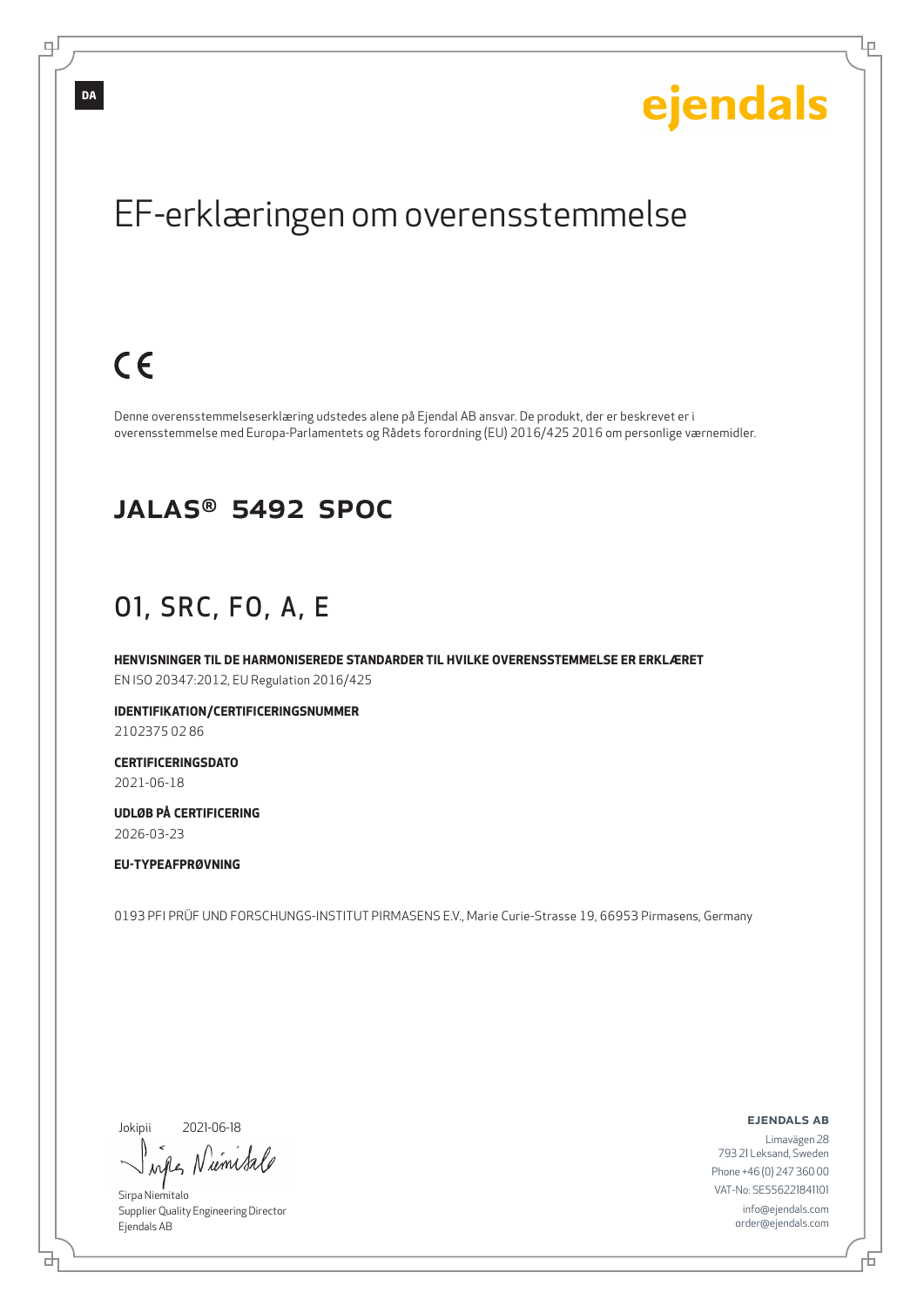DA

ejendals

# EF-erklæringen om overensstemmelse

CE

Denne overensstemmelseserklæring udstedes alene på Ejendal AB ansvar. De produkt, der er beskrevet er i overensstemmelse med Europa-Parlamentets og Rådets forordning (EU) 2016/425 2016 om personlige værnemidler.

## JALAS® 5492 SPOC

## O1, SRC, FO, A, E

**HENVISNINGER TIL DE HARMONISEREDE STANDARDER TIL HVILKE OVERENSSTEMMELSE ER ERKLÆRET**
EN ISO 20347:2012, EU Regulation 2016/425

**IDENTIFIKATION/CERTIFICERINGSNUMMER**
2102375 02 86

**CERTIFICERINGSDATO**
2021-06-18

**UDLØB PÅ CERTIFICERING**
2026-03-23

**EU-TYPEAFPRØVNING**

0193 PFI PRÜF UND FORSCHUNGS-INSTITUT PIRMASENS E.V., Marie Curie-Strasse 19, 66953 Pirmasens, Germany

Jokipii 2021-06-18

Sirpa Niemitalo
Supplier Quality Engineering Director
Ejendals AB

**EJENDALS AB**
Limavägen 28
793 21 Leksand, Sweden
Phone +46 (0) 247 360 00
VAT-No: SE556221841101
info@ejendals.com
order@ejendals.com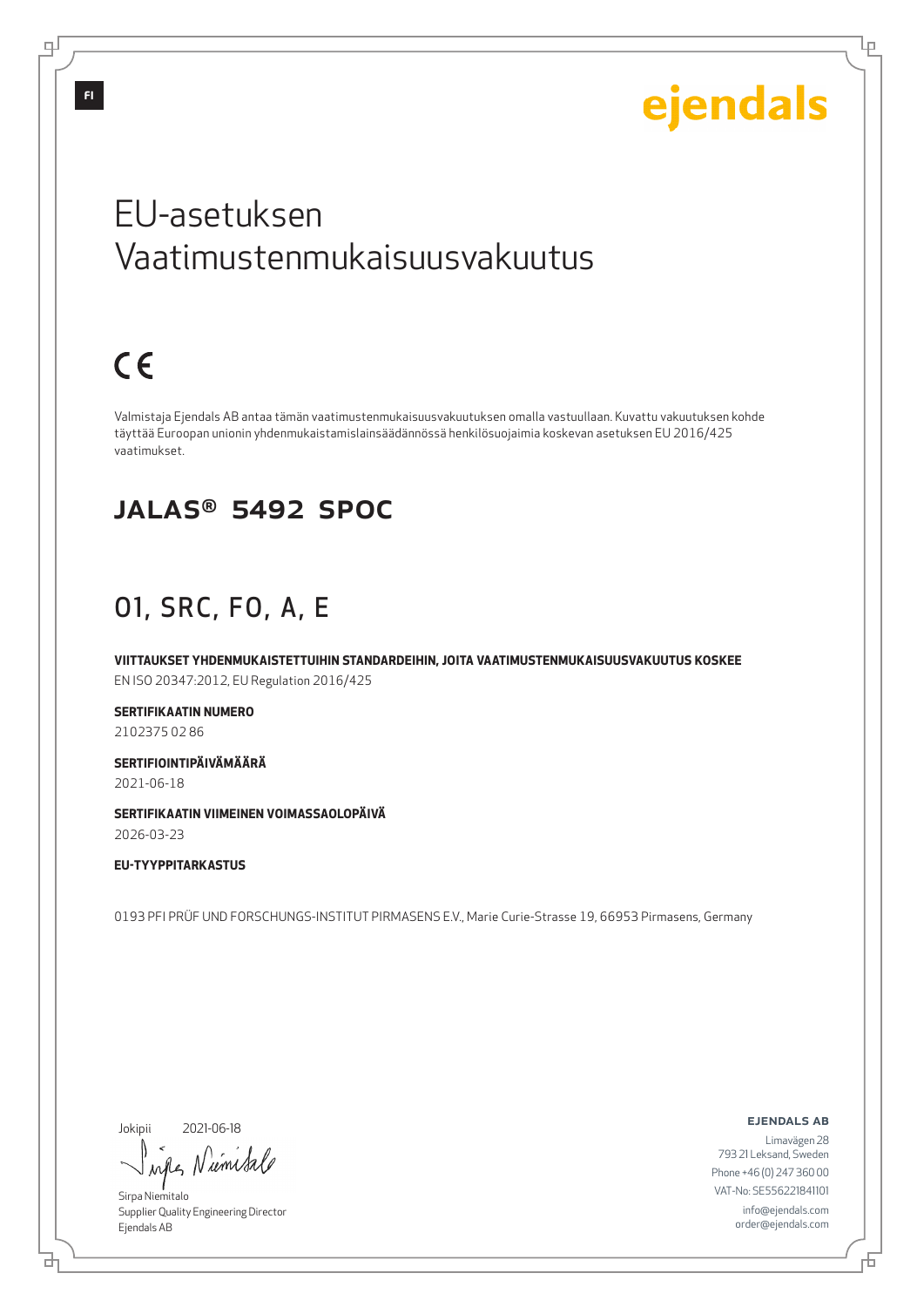FI

ejendals

# EU-asetuksen Vaatimustenmukaisuusvakuutus

CE

Valmistaja Ejendals AB antaa tämän vaatimustenmukaisuusvakuutuksen omalla vastuullaan. Kuvattu vakuutuksen kohde täyttää Euroopan unionin yhdenmukaistamislainsäädännössä henkilösuojaimia koskevan asetuksen EU 2016/425 vaatimukset.

## JALAS® 5492 SPOC

## 01, SRC, FO, A, E

**VIITTAUKSET YHDENMUKAISTETTUIHIN STANDARDEIHIN, JOITA VAATIMUSTENMUKAISUUSVAKUUTUS KOSKEE**
EN ISO 20347:2012, EU Regulation 2016/425

**SERTIFIKAATIN NUMERO**
2102375 02 86

**SERTIFIOINTIPÄIVÄMÄÄRÄ**
2021-06-18

**SERTIFIKAATIN VIIMEINEN VOIMASSAOLOPÄIVÄ**
2026-03-23

**EU-TYYPPITARKASTUS**

0193 PFI PRÜF UND FORSCHUNGS-INSTITUT PIRMASENS E.V., Marie Curie-Strasse 19, 66953 Pirmasens, Germany

Jokipii 2021-06-18

Sirpa Niemitalo
Supplier Quality Engineering Director
Ejendals AB

**EJENDALS AB**
Limavägen 28
793 21 Leksand, Sweden
Phone +46 (0) 247 360 00
VAT-No: SE556221841101
info@ejendals.com
order@ejendals.com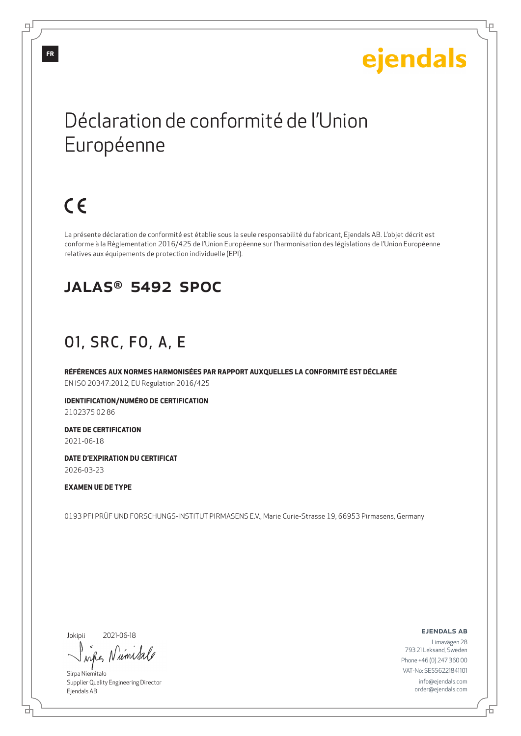FR

ejendals

# Déclaration de conformité de l'Union Européenne

CE

La présente déclaration de conformité est établie sous la seule responsabilité du fabricant, Ejendals AB. L'objet décrit est conforme à la Règlementation 2016/425 de l'Union Européenne sur l'harmonisation des législations de l'Union Européenne relatives aux équipements de protection individuelle (EPI).

## JALAS® 5492 SPOC

## O1, SRC, FO, A, E

**RÉFÉRENCES AUX NORMES HARMONISÉES PAR RAPPORT AUXQUELLES LA CONFORMITÉ EST DÉCLARÉE**
EN ISO 20347:2012, EU Regulation 2016/425

**IDENTIFICATION/NUMÉRO DE CERTIFICATION**
2102375 02 86

**DATE DE CERTIFICATION**
2021-06-18

**DATE D'EXPIRATION DU CERTIFICAT**
2026-03-23

**EXAMEN UE DE TYPE**

0193 PFI PRÜF UND FORSCHUNGS-INSTITUT PIRMASENS E.V., Marie Curie-Strasse 19, 66953 Pirmasens, Germany

Jokipii 2021-06-18

Sirpa Niemitalo
Supplier Quality Engineering Director
Ejendals AB

**EJENDALS AB**
Limavägen 28
793 21 Leksand, Sweden
Phone +46 (0) 247 360 00
VAT-No: SE556221841101
info@ejendals.com
order@ejendals.com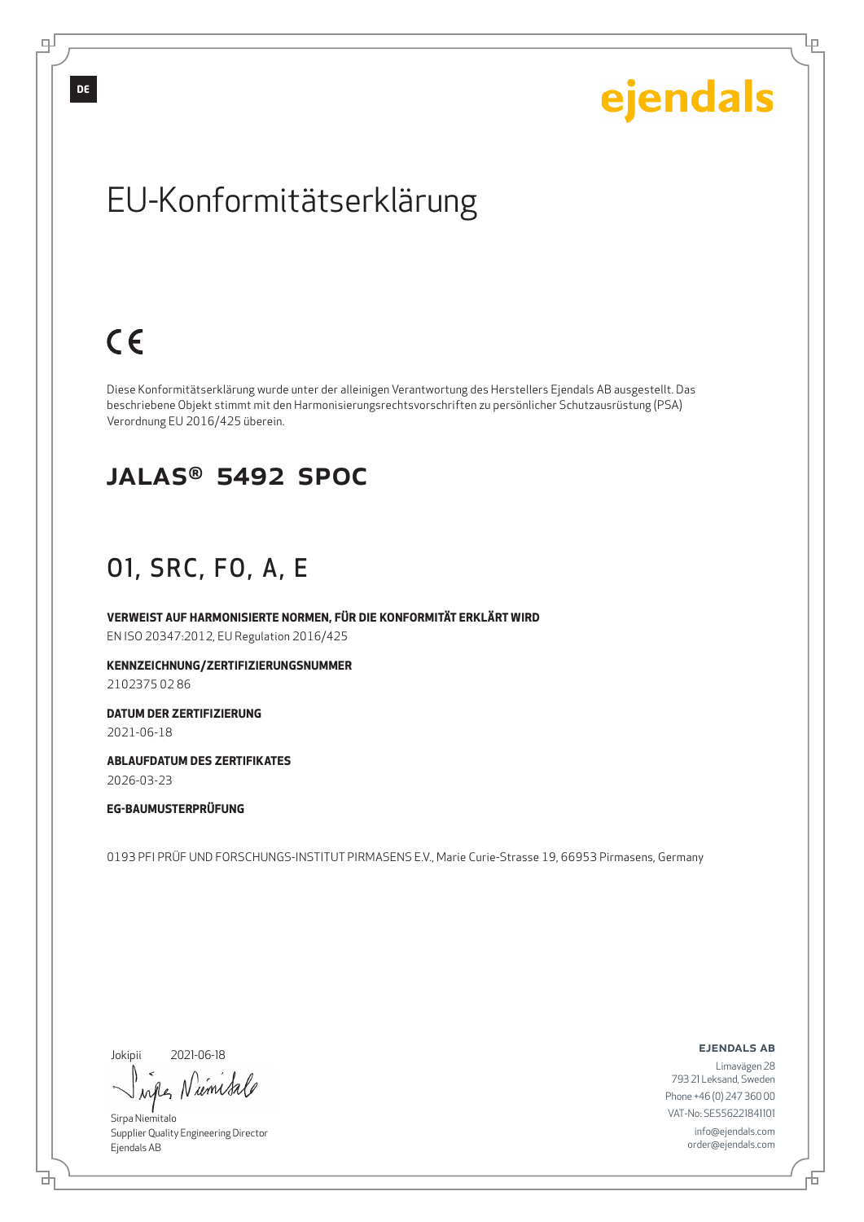DE

ejendals

# EU-Konformitätserklärung

CE

Diese Konformitätserklärung wurde unter der alleinigen Verantwortung des Herstellers Ejendals AB ausgestellt. Das beschriebene Objekt stimmt mit den Harmonisierungsrechtsvorschriften zu persönlicher Schutzausrüstung (PSA) Verordnung EU 2016/425 überein.

## JALAS® 5492 SPOC

## 01, SRC, FO, A, E

**VERWEIST AUF HARMONISIERTE NORMEN, FÜR DIE KONFORMITÄT ERKLÄRT WIRD**

EN ISO 20347:2012, EU Regulation 2016/425

**KENNZEICHNUNG/ZERTIFIZIERUNGSNUMMER**

2102375 02 86

**DATUM DER ZERTIFIZIERUNG**

2021-06-18

**ABLAUFDATUM DES ZERTIFIKATES**

2026-03-23

**EG-BAUMUSTERPRÜFUNG**

0193 PFI PRÜF UND FORSCHUNGS-INSTITUT PIRMASENS E.V., Marie Curie-Strasse 19, 66953 Pirmasens, Germany

Jokipii 2021-06-18

Sirpa Niemitalo
Supplier Quality Engineering Director
Ejendals AB

**EJENDALS AB**

Limavägen 28
793 21 Leksand, Sweden
Phone +46 (0) 247 360 00
VAT-No: SE556221841101
info@ejendals.com
order@ejendals.com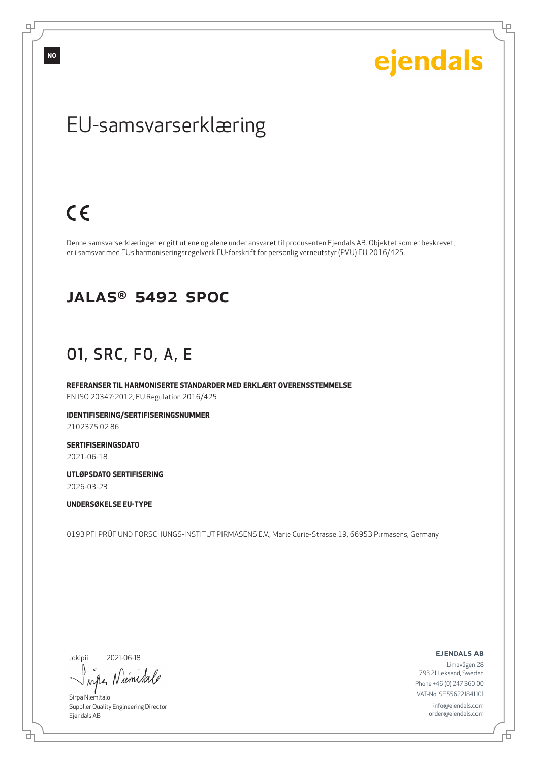NO

ejendals

# EU-samsvarserklæring

CE

Denne samsvarserklæringen er gitt ut ene og alene under ansvaret til produsenten Ejendals AB. Objektet som er beskrevet, er i samsvar med EUs harmoniseringsregelverk EU-forskrift for personlig verneutstyr (PVU) EU 2016/425.

## JALAS® 5492 SPOC

## O1, SRC, FO, A, E

**REFERANSER TIL HARMONISERTE STANDARDER MED ERKLÆRT OVERENSSTEMMELSE**
EN ISO 20347:2012, EU Regulation 2016/425

**IDENTIFISERING/SERTIFISERINGSNUMMER**
2102375 02 86

**SERTIFISERINGSDATO**
2021-06-18

**UTLØPSDATO SERTIFISERING**
2026-03-23

**UNDERSØKELSE EU-TYPE**

0193 PFI PRÜF UND FORSCHUNGS-INSTITUT PIRMASENS E.V., Marie Curie-Strasse 19, 66953 Pirmasens, Germany

Jokipii 2021-06-18

Sirpa Niemitalo
Supplier Quality Engineering Director
Ejendals AB

**EJENDALS AB**
Limavägen 28
793 21 Leksand, Sweden
Phone +46 (0) 247 360 00
VAT-No: SE556221841101
info@ejendals.com
order@ejendals.com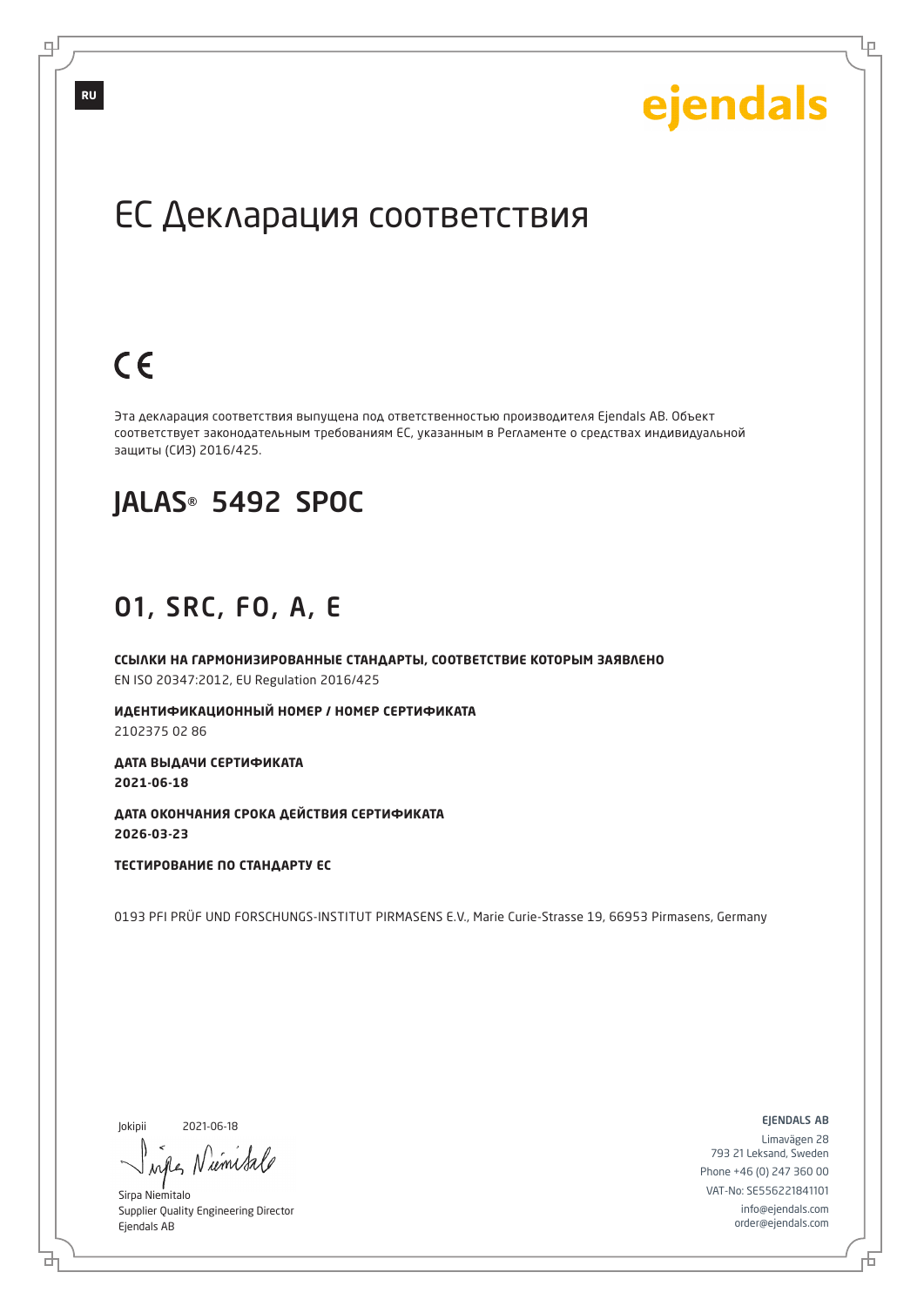RU

ejendals

# ЕС Декларация соответствия

CE

Эта декларация соответствия выпущена под ответственностью производителя Ejendals AB. Объект соответствует законодательным требованиям ЕС, указанным в Регламенте о средствах индивидуальной защиты (СИЗ) 2016/425.

## JALAS® 5492 SPOC

## 01, SRC, FO, A, E

**ССЫЛКИ НА ГАРМОНИЗИРОВАННЫЕ СТАНДАРТЫ, СООТВЕТСТВИЕ КОТОРЫМ ЗАЯВЛЕНО**
EN ISO 20347:2012, EU Regulation 2016/425

**ИДЕНТИФИКАЦИОННЫЙ НОМЕР / НОМЕР СЕРТИФИКАТА**
2102375 02 86

**ДАТА ВЫДАЧИ СЕРТИФИКАТА**
**2021-06-18**

**ДАТА ОКОНЧАНИЯ СРОКА ДЕЙСТВИЯ СЕРТИФИКАТА**
**2026-03-23**

**ТЕСТИРОВАНИЕ ПО СТАНДАРТУ ЕС**

0193 PFI PRÜF UND FORSCHUNGS-INSTITUT PIRMASENS E.V., Marie Curie-Strasse 19, 66953 Pirmasens, Germany

Jokipii 2021-06-18

Sirpa Niemitalo
Supplier Quality Engineering Director
Ejendals AB

EJENDALS AB
Limavägen 28
793 21 Leksand, Sweden
Phone +46 (0) 247 360 00
VAT-No: SE556221841101
info@ejendals.com
order@ejendals.com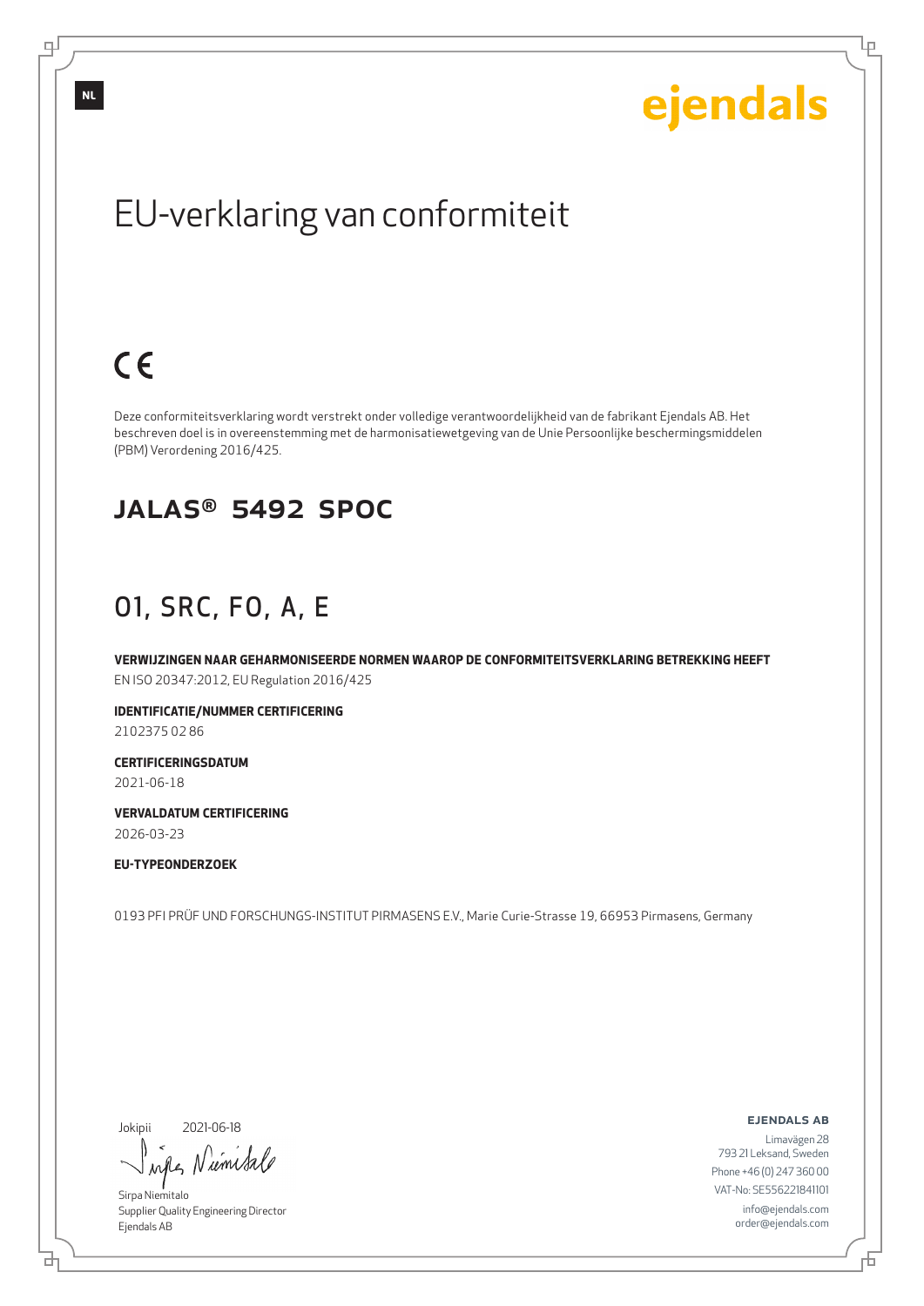NL

ejendals

# EU-verklaring van conformiteit

CE

Deze conformiteitsverklaring wordt verstrekt onder volledige verantwoordelijkheid van de fabrikant Ejendals AB. Het beschreven doel is in overeenstemming met de harmonisatiewetgeving van de Unie Persoonlijke beschermingsmiddelen (PBM) Verordening 2016/425.

## JALAS® 5492 SPOC

## O1, SRC, FO, A, E

**VERWIJZINGEN NAAR GEHARMONISEERDE NORMEN WAAROP DE CONFORMITEITSVERKLARING BETREKKING HEEFT**
EN ISO 20347:2012, EU Regulation 2016/425

**IDENTIFICATIE/NUMMER CERTIFICERING**
2102375 02 86

**CERTIFICERINGSDATUM**
2021-06-18

**VERVALDATUM CERTIFICERING**
2026-03-23

**EU-TYPEONDERZOEK**

0193 PFI PRÜF UND FORSCHUNGS-INSTITUT PIRMASENS E.V., Marie Curie-Strasse 19, 66953 Pirmasens, Germany

Jokipii 2021-06-18

Sirpa Niemitalo
Supplier Quality Engineering Director
Ejendals AB

**EJENDALS AB**
Limavägen 28
793 21 Leksand, Sweden
Phone +46 (0) 247 360 00
VAT-No: SE556221841101
info@ejendals.com
order@ejendals.com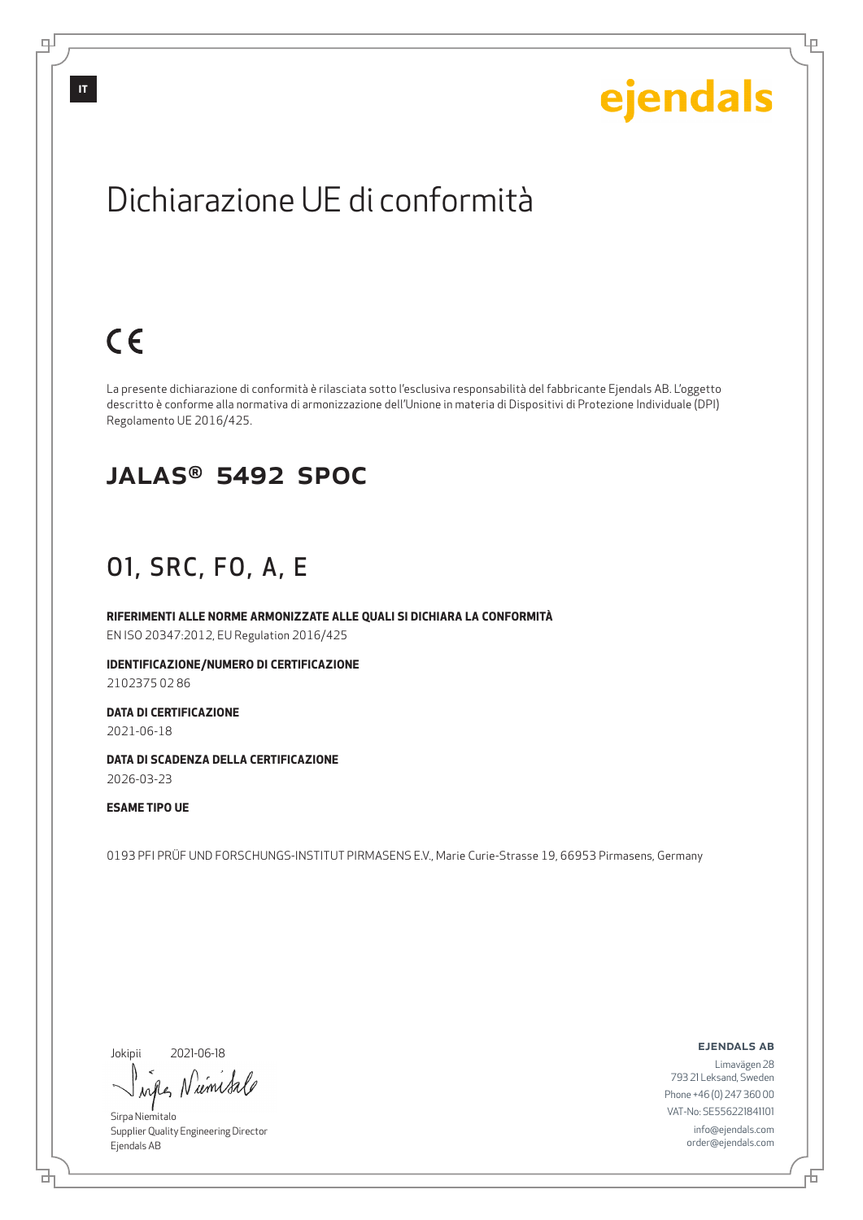ejendals

# Dichiarazione UE di conformità

CE

La presente dichiarazione di conformità è rilasciata sotto l'esclusiva responsabilità del fabbricante Ejendals AB. L'oggetto descritto è conforme alla normativa di armonizzazione dell'Unione in materia di Dispositivi di Protezione Individuale (DPI) Regolamento UE 2016/425.

## JALAS® 5492 SPOC

## O1, SRC, FO, A, E

**RIFERIMENTI ALLE NORME ARMONIZZATE ALLE QUALI SI DICHIARA LA CONFORMITÀ**

EN ISO 20347:2012, EU Regulation 2016/425

**IDENTIFICAZIONE/NUMERO DI CERTIFICAZIONE**

2102375 02 86

**DATA DI CERTIFICAZIONE**

2021-06-18

**DATA DI SCADENZA DELLA CERTIFICAZIONE**

2026-03-23

**ESAME TIPO UE**

0193 PFI PRÜF UND FORSCHUNGS-INSTITUT PIRMASENS E.V., Marie Curie-Strasse 19, 66953 Pirmasens, Germany

Jokipii 2021-06-18

Sirpa Niemitalo
Supplier Quality Engineering Director
Ejendals AB

**EJENDALS AB**

Limavägen 28
793 21 Leksand, Sweden
Phone +46 (0) 247 360 00
VAT-No: SE556221841101
info@ejendals.com
order@ejendals.com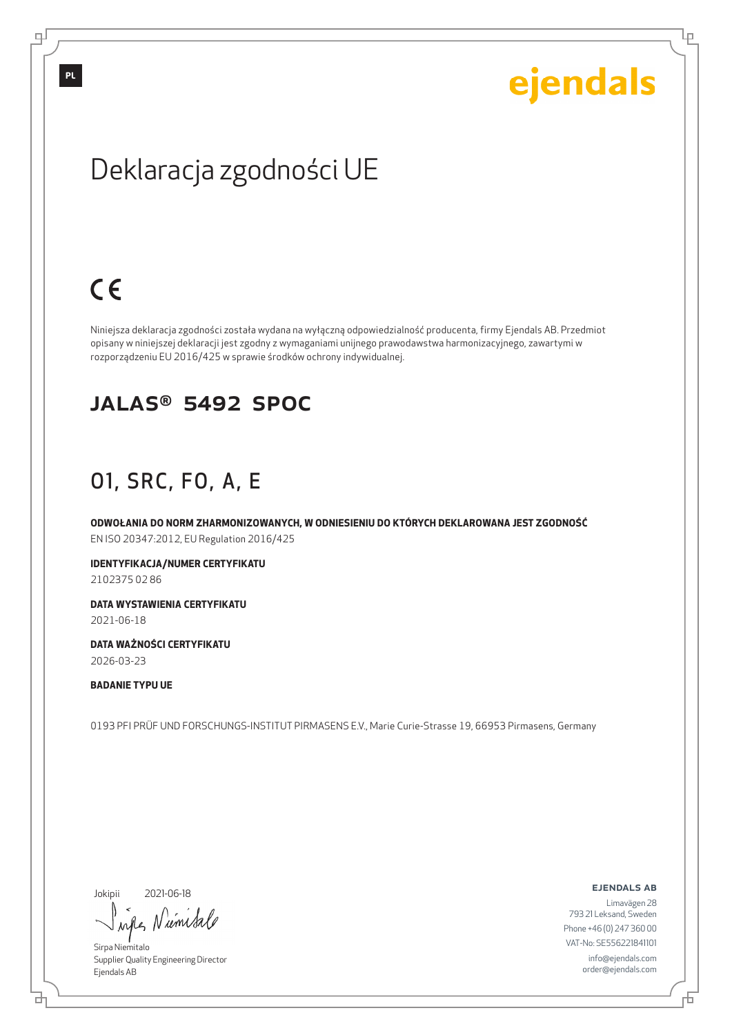PL

ejendals

# Deklaracja zgodności UE

CE

Niniejsza deklaracja zgodności została wydana na wyłączną odpowiedzialność producenta, firmy Ejendals AB. Przedmiot opisany w niniejszej deklaracji jest zgodny z wymaganiami unijnego prawodawstwa harmonizacyjnego, zawartymi w rozporządzeniu EU 2016/425 w sprawie środków ochrony indywidualnej.

## JALAS® 5492 SPOC

## O1, SRC, FO, A, E

**ODWOŁANIA DO NORM ZHARMONIZOWANYCH, W ODNIESIENIU DO KTÓRYCH DEKLAROWANA JEST ZGODNOŚĆ**
EN ISO 20347:2012, EU Regulation 2016/425

**IDENTYFIKACJA/NUMER CERTYFIKATU**
2102375 02 86

**DATA WYSTAWIENIA CERTYFIKATU**
2021-06-18

**DATA WAŻNOŚCI CERTYFIKATU**
2026-03-23

**BADANIE TYPU UE**

0193 PFI PRÜF UND FORSCHUNGS-INSTITUT PIRMASENS E.V., Marie Curie-Strasse 19, 66953 Pirmasens, Germany

Jokipii 2021-06-18

Sirpa Niemitalo
Supplier Quality Engineering Director
Ejendals AB

**EJENDALS AB**
Limavägen 28
793 21 Leksand, Sweden
Phone +46 (0) 247 360 00
VAT-No: SE556221841101
info@ejendals.com
order@ejendals.com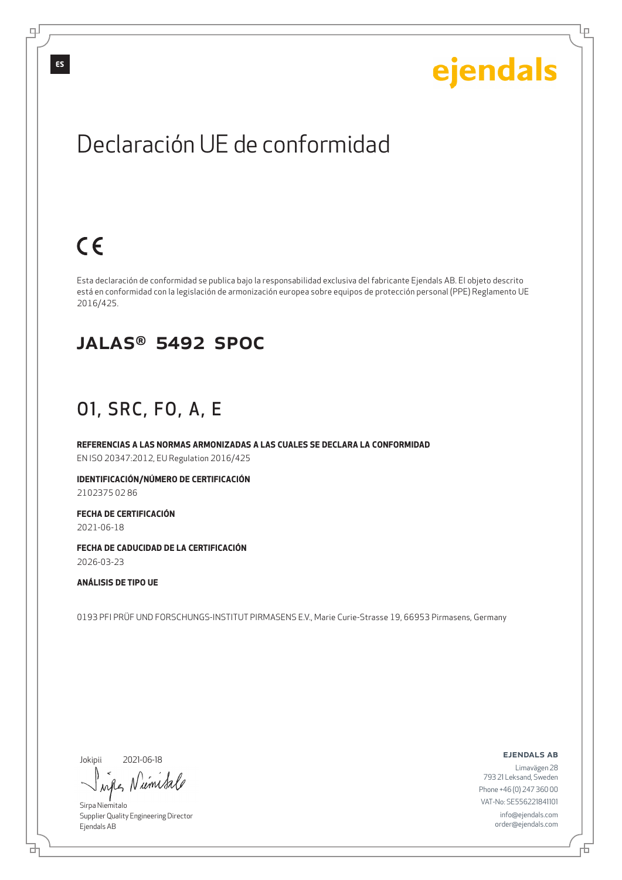ES

ejendals

# Declaración UE de conformidad

CE

Esta declaración de conformidad se publica bajo la responsabilidad exclusiva del fabricante Ejendals AB. El objeto descrito está en conformidad con la legislación de armonización europea sobre equipos de protección personal (PPE) Reglamento UE 2016/425.

## JALAS® 5492 SPOC

## O1, SRC, FO, A, E

**REFERENCIAS A LAS NORMAS ARMONIZADAS A LAS CUALES SE DECLARA LA CONFORMIDAD**

EN ISO 20347:2012, EU Regulation 2016/425

**IDENTIFICACIÓN/NÚMERO DE CERTIFICACIÓN**

2102375 02 86

**FECHA DE CERTIFICACIÓN**

2021-06-18

**FECHA DE CADUCIDAD DE LA CERTIFICACIÓN**

2026-03-23

**ANÁLISIS DE TIPO UE**

0193 PFI PRÜF UND FORSCHUNGS-INSTITUT PIRMASENS E.V., Marie Curie-Strasse 19, 66953 Pirmasens, Germany

Jokipii 2021-06-18

Sirpa Niemitalo
Supplier Quality Engineering Director
Ejendals AB

**EJENDALS AB**

Limavägen 28
793 21 Leksand, Sweden
Phone +46 (0) 247 360 00
VAT-No: SE556221841101
info@ejendals.com
order@ejendals.com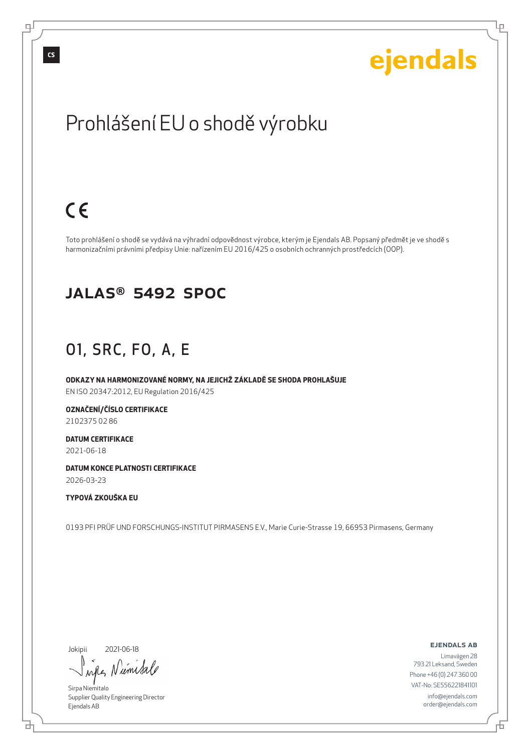CS

ejendals

# Prohlášení EU o shodě výrobku

CE

Toto prohlášení o shodě se vydává na výhradní odpovědnost výrobce, kterým je Ejendals AB. Popsaný předmět je ve shodě s harmonizačními právními předpisy Unie: nařízením EU 2016/425 o osobních ochranných prostředcích (OOP).

## JALAS® 5492 SPOC

## O1, SRC, FO, A, E

**ODKAZY NA HARMONIZOVANÉ NORMY, NA JEJICHŽ ZÁKLADĚ SE SHODA PROHLAŠUJE**
EN ISO 20347:2012, EU Regulation 2016/425

**OZNAČENÍ/ČÍSLO CERTIFIKACE**
2102375 02 86

**DATUM CERTIFIKACE**
2021-06-18

**DATUM KONCE PLATNOSTI CERTIFIKACE**
2026-03-23

**TYPOVÁ ZKOUŠKA EU**

0193 PFI PRÜF UND FORSCHUNGS-INSTITUT PIRMASENS E.V., Marie Curie-Strasse 19, 66953 Pirmasens, Germany

Jokipii 2021-06-18

Sirpa Niemitalo
Supplier Quality Engineering Director
Ejendals AB

**EJENDALS AB**
Limavägen 28
793 21 Leksand, Sweden
Phone +46 (0) 247 360 00
VAT-No: SE556221841101
info@ejendals.com
order@ejendals.com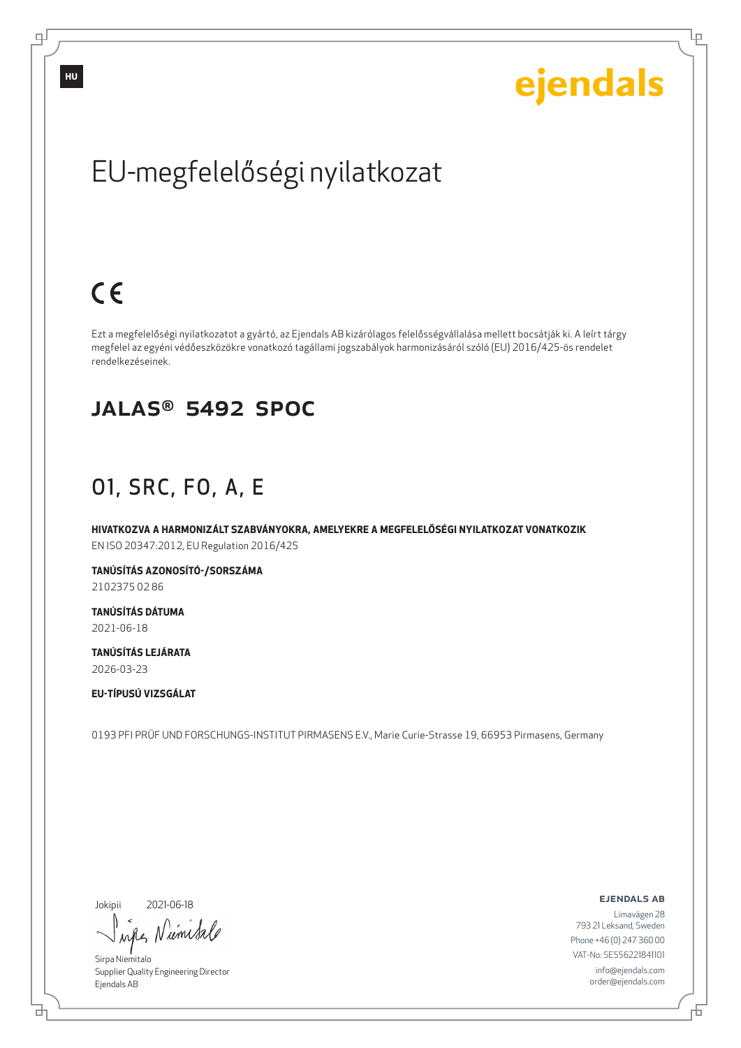HU

ejendals

# EU-megfelelőségi nyilatkozat

CE

Ezt a megfelelőségi nyilatkozatot a gyártó, az Ejendals AB kizárólagos felelősségvállalása mellett bocsátják ki. A leírt tárgy megfelel az egyéni védőeszközökre vonatkozó tagállami jogszabályok harmonizásáról szóló (EU) 2016/425-ös rendelet rendelkezéseinek.

## JALAS® 5492 SPOC

## O1, SRC, FO, A, E

**HIVATKOZVA A HARMONIZÁLT SZABVÁNYOKRA, AMELYEKRE A MEGFELELŐSÉGI NYILATKOZAT VONATKOZIK**
EN ISO 20347:2012, EU Regulation 2016/425

**TANÚSÍTÁS AZONOSÍTÓ-/SORSZÁMA**
2102375 02 86

**TANÚSÍTÁS DÁTUMA**
2021-06-18

**TANÚSÍTÁS LEJÁRATA**
2026-03-23

**EU-TÍPUSÚ VIZSGÁLAT**

0193 PFI PRÜF UND FORSCHUNGS-INSTITUT PIRMASENS E.V., Marie Curie-Strasse 19, 66953 Pirmasens, Germany

Jokipii 2021-06-18

Sirpa Niemitalo
Supplier Quality Engineering Director
Ejendals AB

**EJENDALS AB**
Limavägen 28
793 21 Leksand, Sweden
Phone +46 (0) 247 360 00
VAT-No: SE556221841101
info@ejendals.com
order@ejendals.com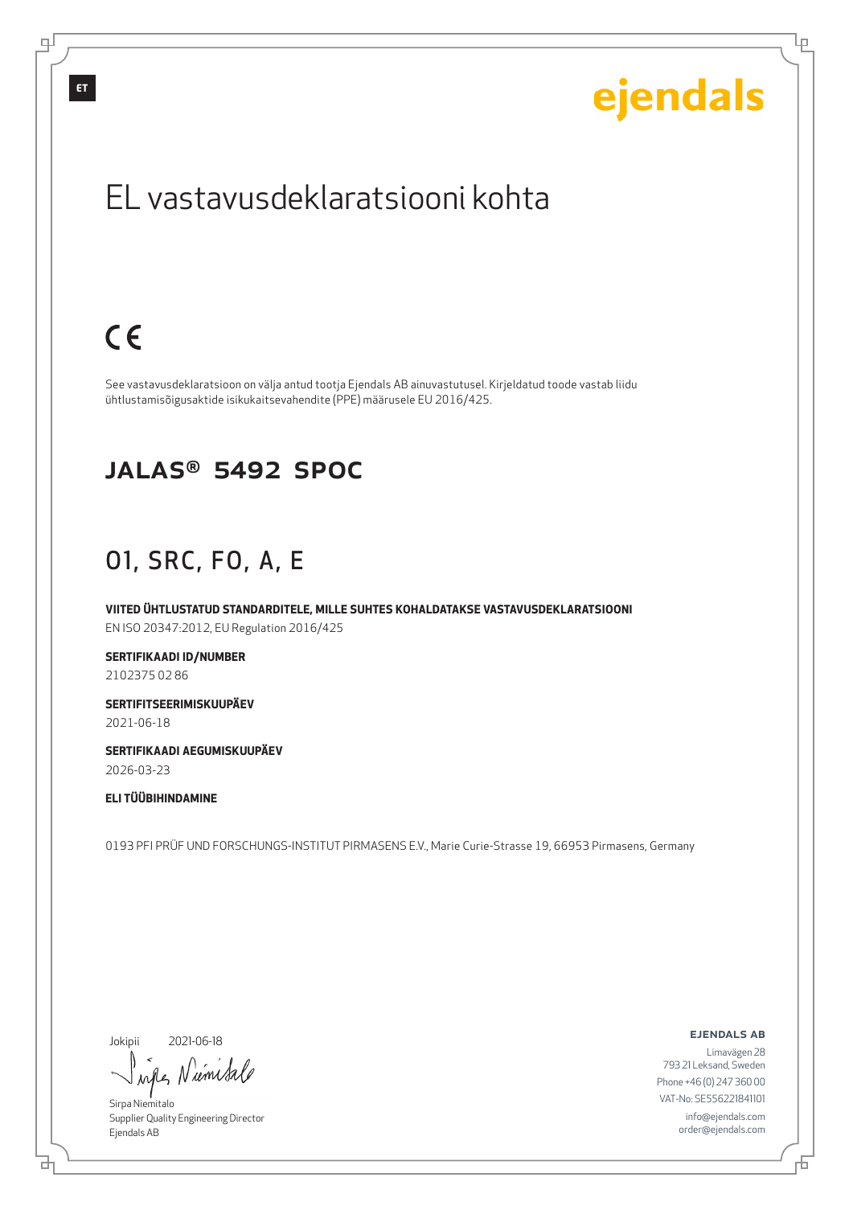ET

ejendals

# EL vastavusdeklaratsiooni kohta

CE

See vastavusdeklaratsioon on välja antud tootja Ejendals AB ainuvastutusel. Kirjeldatud toode vastab liidu ühtlustamisõigusaktide isikukaitsevahendite (PPE) määrusele EU 2016/425.

## JALAS® 5492 SPOC

## O1, SRC, FO, A, E

**VIITED ÜHTLUSTATUD STANDARDITELE, MILLE SUHTES KOHALDATAKSE VASTAVUSDEKLARATSIOONI**
EN ISO 20347:2012, EU Regulation 2016/425

**SERTIFIKAADI ID/NUMBER**
2102375 02 86

**SERTIFITSEERIMISKUUPÄEV**
2021-06-18

**SERTIFIKAADI AEGUMISKUUPÄEV**
2026-03-23

**ELI TÜÜBIHINDAMINE**

0193 PFI PRÜF UND FORSCHUNGS-INSTITUT PIRMASENS E.V., Marie Curie-Strasse 19, 66953 Pirmasens, Germany

Jokipii 2021-06-18

Sirpa Niemitalo
Supplier Quality Engineering Director
Ejendals AB

**EJENDALS AB**
Limavägen 28
793 21 Leksand, Sweden
Phone +46 (0) 247 360 00
VAT-No: SE556221841101
info@ejendals.com
order@ejendals.com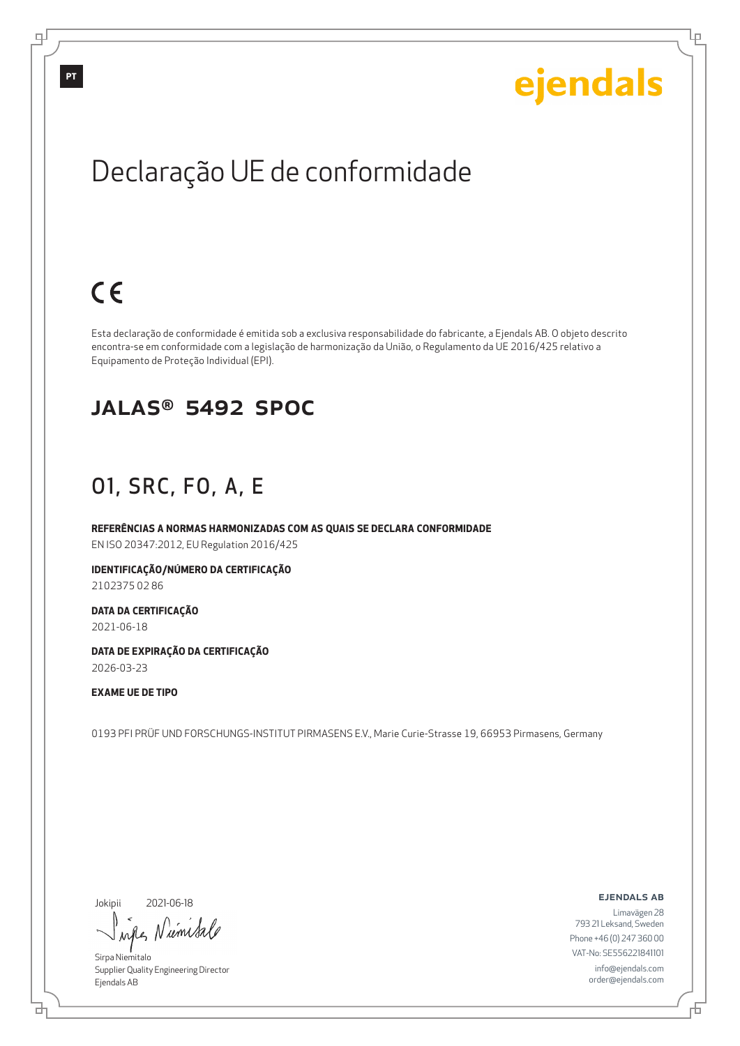PT

ejendals

# Declaração UE de conformidade

CE

Esta declaração de conformidade é emitida sob a exclusiva responsabilidade do fabricante, a Ejendals AB. O objeto descrito encontra-se em conformidade com a legislação de harmonização da União, o Regulamento da UE 2016/425 relativo a Equipamento de Proteção Individual (EPI).

## JALAS® 5492 SPOC

## O1, SRC, FO, A, E

**REFERÊNCIAS A NORMAS HARMONIZADAS COM AS QUAIS SE DECLARA CONFORMIDADE**

EN ISO 20347:2012, EU Regulation 2016/425

**IDENTIFICAÇÃO/NÚMERO DA CERTIFICAÇÃO**

2102375 02 86

**DATA DA CERTIFICAÇÃO**

2021-06-18

**DATA DE EXPIRAÇÃO DA CERTIFICAÇÃO**

2026-03-23

**EXAME UE DE TIPO**

0193 PFI PRÜF UND FORSCHUNGS-INSTITUT PIRMASENS E.V., Marie Curie-Strasse 19, 66953 Pirmasens, Germany

Jokipii 2021-06-18

Sirpa Niemitalo
Supplier Quality Engineering Director
Ejendals AB

**EJENDALS AB**

Limavägen 28
793 21 Leksand, Sweden
Phone +46 (0) 247 360 00
VAT-No: SE556221841101
info@ejendals.com
order@ejendals.com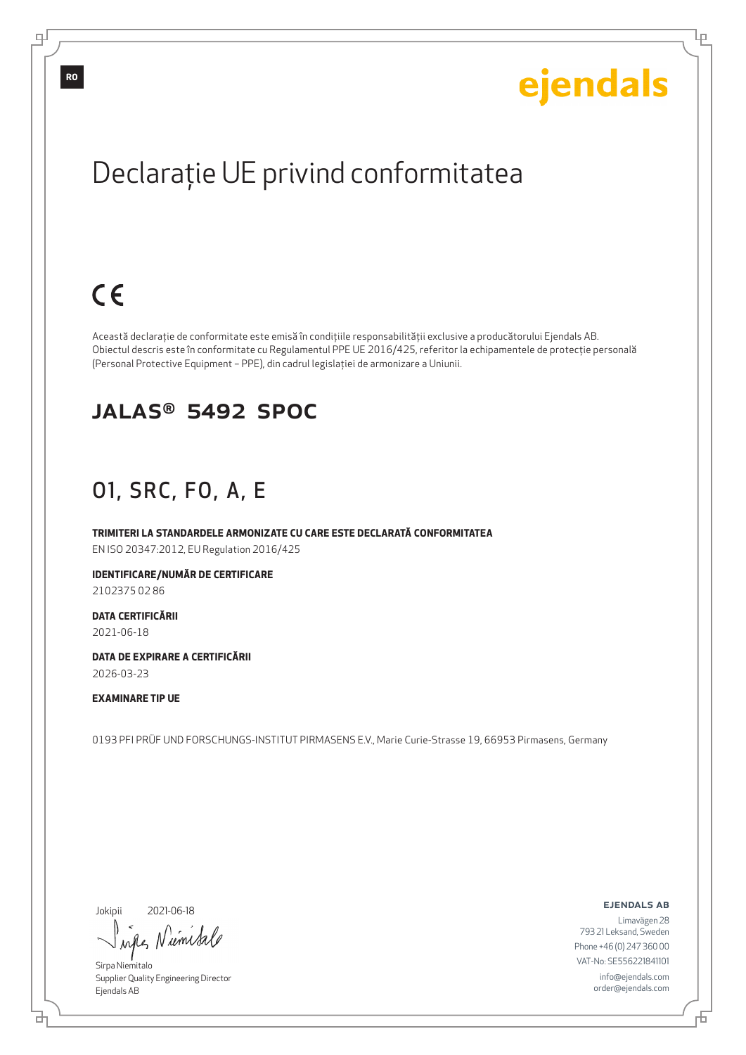RO

ejendals

# Declarație UE privind conformitatea

CE

Această declarație de conformitate este emisă în condițiile responsabilității exclusive a producătorului Ejendals AB. Obiectul descris este în conformitate cu Regulamentul PPE UE 2016/425, referitor la echipamentele de protecție personală (Personal Protective Equipment – PPE), din cadrul legislației de armonizare a Uniunii.

## JALAS® 5492 SPOC

## 01, SRC, FO, A, E

**TRIMITERI LA STANDARDELE ARMONIZATE CU CARE ESTE DECLARATĂ CONFORMITATEA**
EN ISO 20347:2012, EU Regulation 2016/425

**IDENTIFICARE/NUMĂR DE CERTIFICARE**
2102375 02 86

**DATA CERTIFICĂRII**
2021-06-18

**DATA DE EXPIRARE A CERTIFICĂRII**
2026-03-23

**EXAMINARE TIP UE**

0193 PFI PRÜF UND FORSCHUNGS-INSTITUT PIRMASENS E.V., Marie Curie-Strasse 19, 66953 Pirmasens, Germany

Jokipii 2021-06-18

Sirpa Niemitalo
Supplier Quality Engineering Director
Ejendals AB

**EJENDALS AB**
Limavägen 28
793 21 Leksand, Sweden
Phone +46 (0) 247 360 00
VAT-No: SE556221841101
info@ejendals.com
order@ejendals.com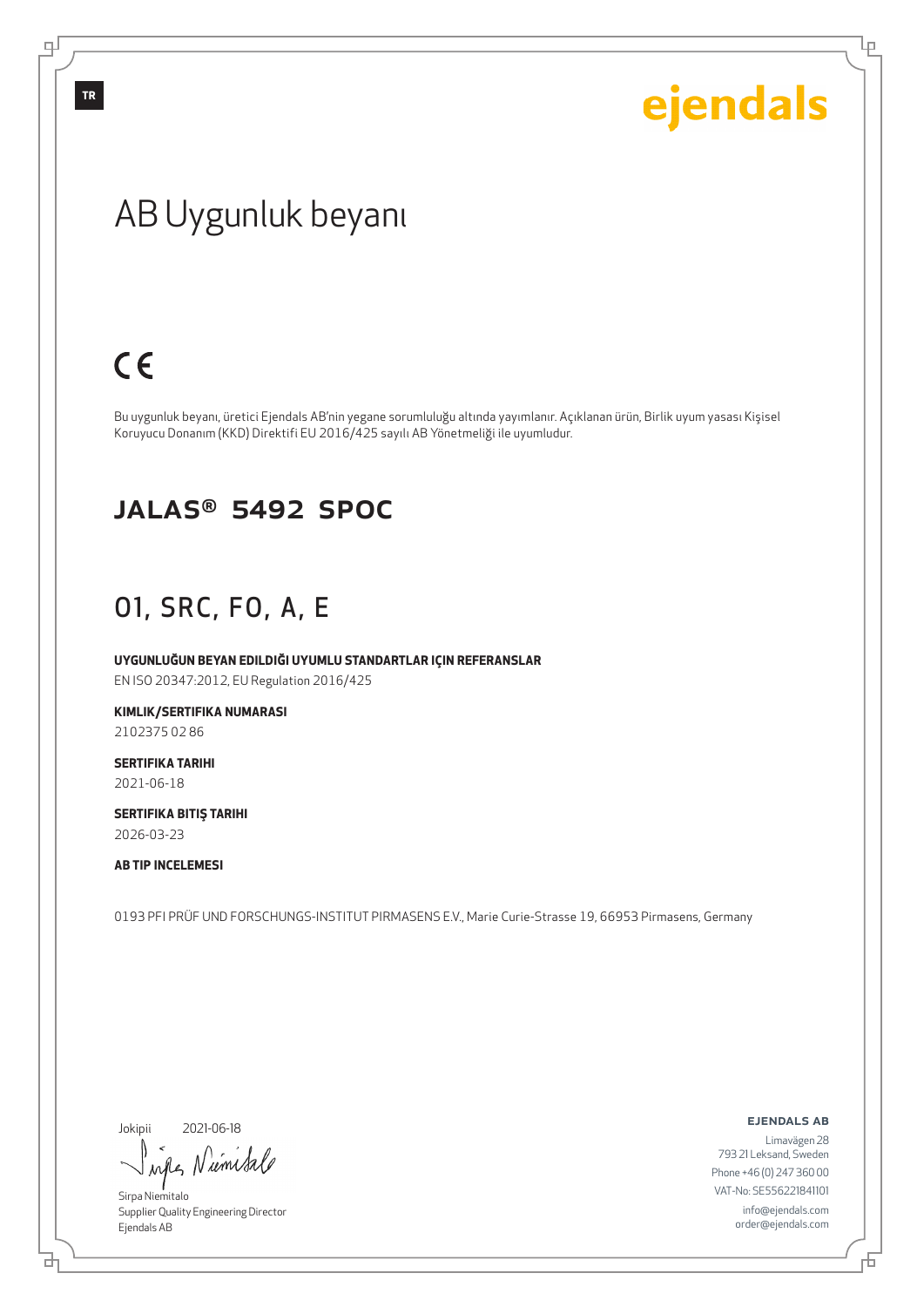TR

ejendals

# AB Uygunluk beyanı

CE

Bu uygunluk beyanı, üretici Ejendals AB'nin yegane sorumluluğu altında yayımlanır. Açıklanan ürün, Birlik uyum yasası Kişisel Koruyucu Donanım (KKD) Direktifi EU 2016/425 sayılı AB Yönetmeliği ile uyumludur.

## JALAS® 5492 SPOC

## O1, SRC, FO, A, E

**UYGUNLUĞUN BEYAN EDILDIĞI UYUMLU STANDARTLAR IÇIN REFERANSLAR**
EN ISO 20347:2012, EU Regulation 2016/425

**KIMLIK/SERTIFIKA NUMARASI**
2102375 02 86

**SERTIFIKA TARIHI**
2021-06-18

**SERTIFIKA BITIŞ TARIHI**
2026-03-23

**AB TIP INCELEMESI**

0193 PFI PRÜF UND FORSCHUNGS-INSTITUT PIRMASENS E.V., Marie Curie-Strasse 19, 66953 Pirmasens, Germany

Jokipii 2021-06-18

Sirpa Niemitalo
Supplier Quality Engineering Director
Ejendals AB

**EJENDALS AB**
Limavägen 28
793 21 Leksand, Sweden
Phone +46 (0) 247 360 00
VAT-No: SE556221841101
info@ejendals.com
order@ejendals.com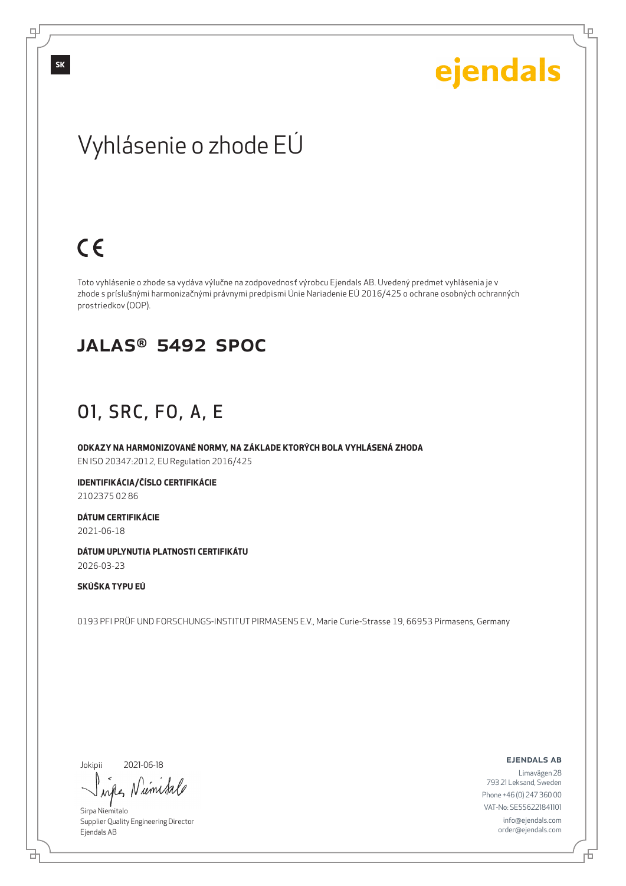ejendals

# Vyhlásenie o zhode EÚ

CE

Toto vyhlásenie o zhode sa vydáva výlučne na zodpovednosť výrobcu Ejendals AB. Uvedený predmet vyhlásenia je v zhode s príslušnými harmonizačnými právnymi predpismi Únie Nariadenie EÚ 2016/425 o ochrane osobných ochranných prostriedkov (OOP).

## JALAS® 5492 SPOC

## 01, SRC, FO, A, E

**ODKAZY NA HARMONIZOVANÉ NORMY, NA ZÁKLADE KTORÝCH BOLA VYHLÁSENÁ ZHODA**
EN ISO 20347:2012, EU Regulation 2016/425

**IDENTIFIKÁCIA/ČÍSLO CERTIFIKÁCIE**
2102375 02 86

**DÁTUM CERTIFIKÁCIE**
2021-06-18

**DÁTUM UPLYNUTIA PLATNOSTI CERTIFIKÁTU**
2026-03-23

**SKÚŠKA TYPU EÚ**

0193 PFI PRÜF UND FORSCHUNGS-INSTITUT PIRMASENS E.V., Marie Curie-Strasse 19, 66953 Pirmasens, Germany

Jokipii 2021-06-18

Sirpa Niemitalo
Supplier Quality Engineering Director
Ejendals AB

**EJENDALS AB**
Limavägen 28
793 21 Leksand, Sweden
Phone +46 (0) 247 360 00
VAT-No: SE556221841101
info@ejendals.com
order@ejendals.com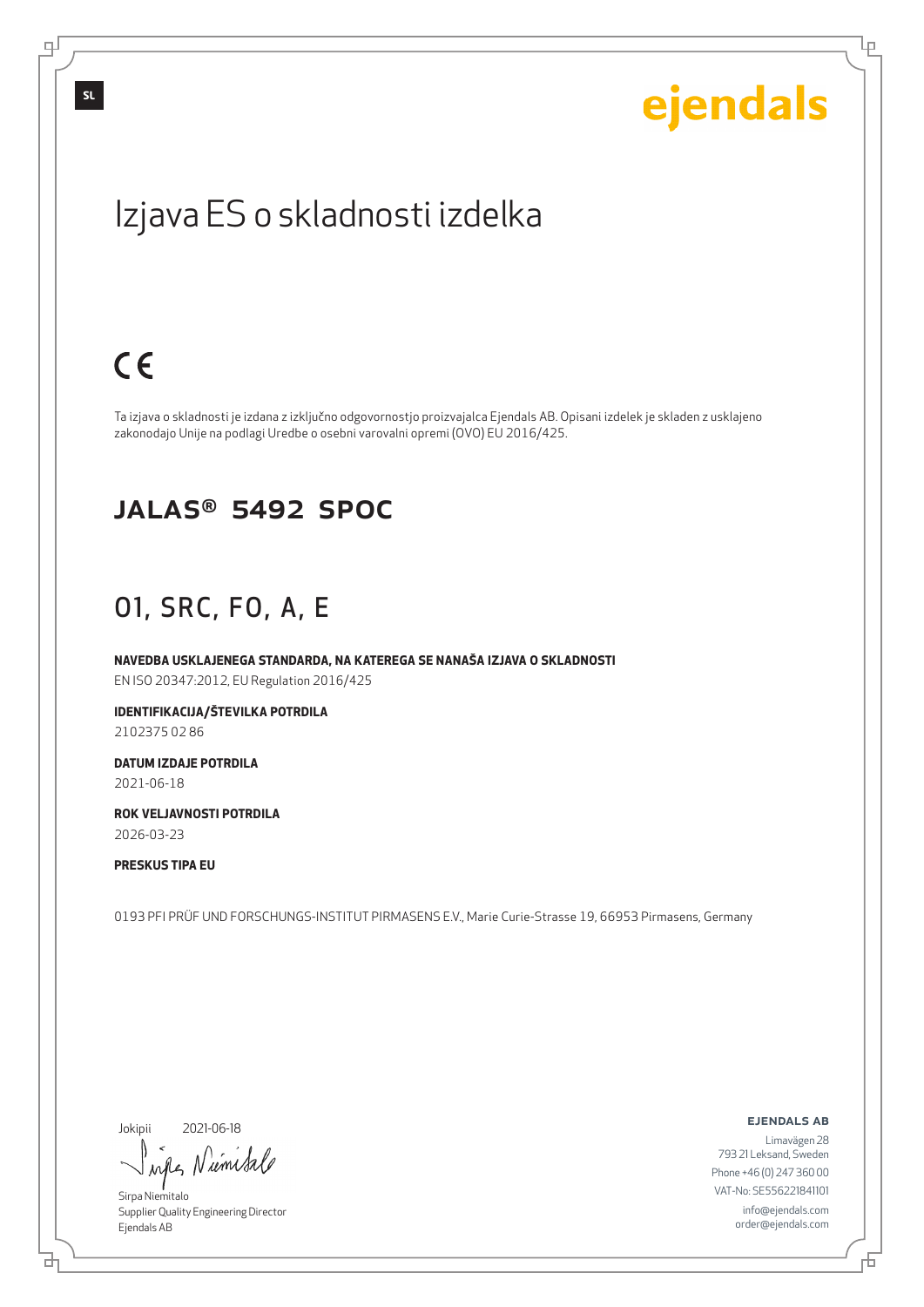SL

ejendals

# Izjava ES o skladnosti izdelka

CE

Ta izjava o skladnosti je izdana z izključno odgovornostjo proizvajalca Ejendals AB. Opisani izdelek je skladen z usklajeno zakonodajo Unije na podlagi Uredbe o osebni varovalni opremi (OVO) EU 2016/425.

## JALAS® 5492 SPOC

## 01, SRC, FO, A, E

**NAVEDBA USKLAJENEGA STANDARDA, NA KATEREGA SE NANAŠA IZJAVA O SKLADNOSTI**
EN ISO 20347:2012, EU Regulation 2016/425

**IDENTIFIKACIJA/ŠTEVILKA POTRDILA**
2102375 02 86

**DATUM IZDAJE POTRDILA**
2021-06-18

**ROK VELJAVNOSTI POTRDILA**
2026-03-23

**PRESKUS TIPA EU**

0193 PFI PRÜF UND FORSCHUNGS-INSTITUT PIRMASENS E.V., Marie Curie-Strasse 19, 66953 Pirmasens, Germany

Jokipii 2021-06-18

Sirpa Niemitalo
Supplier Quality Engineering Director
Ejendals AB

**EJENDALS AB**
Limavägen 28
793 21 Leksand, Sweden
Phone +46 (0) 247 360 00
VAT-No: SE556221841101
info@ejendals.com
order@ejendals.com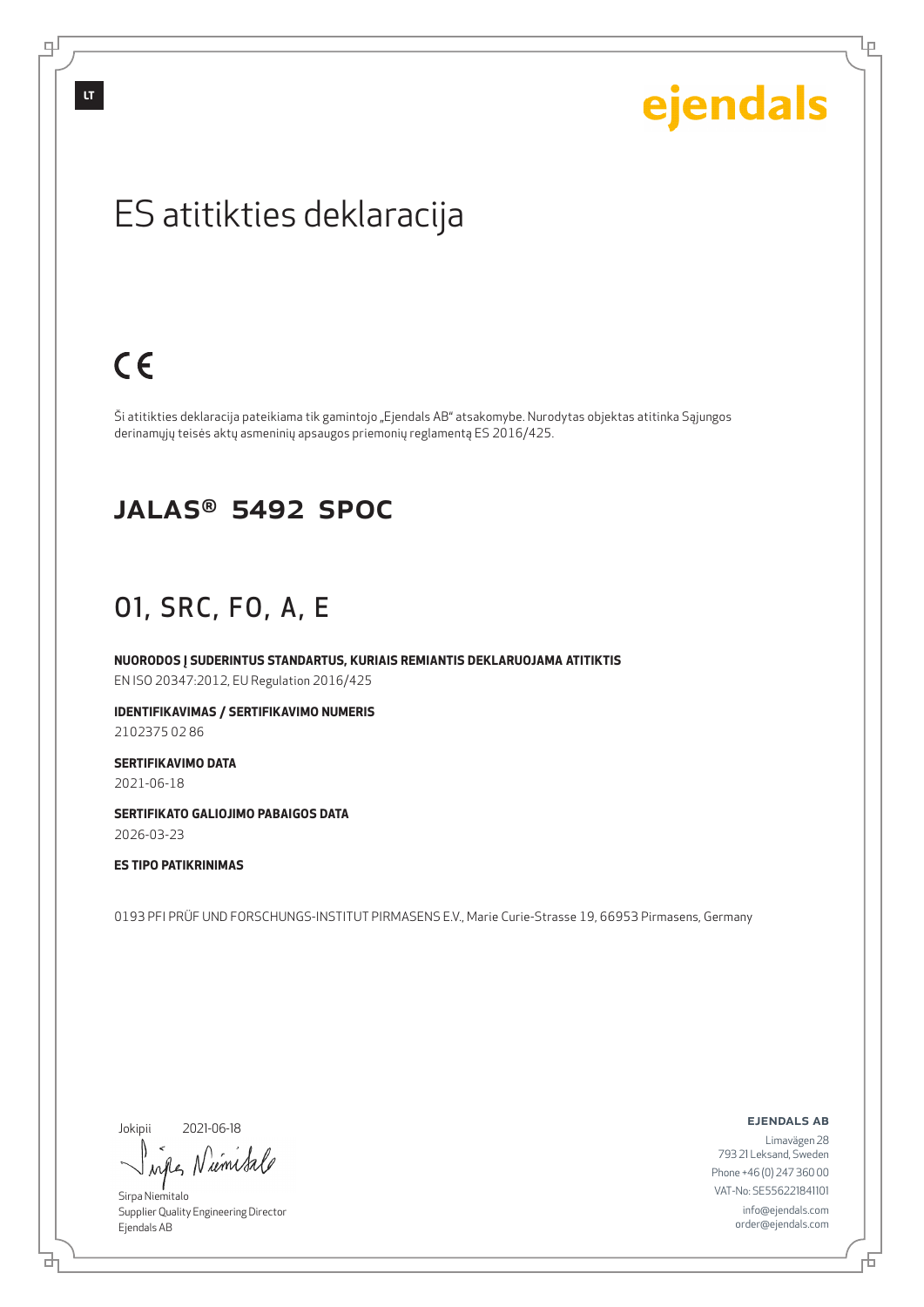LT

ejendals

# ES atitikties deklaracija

CE

Ši atitikties deklaracija pateikiama tik gamintojo „Ejendals AB" atsakomybe. Nurodytas objektas atitinka Sąjungos derinamųjų teisės aktų asmeninių apsaugos priemonių reglamentą ES 2016/425.

## JALAS® 5492 SPOC

## 01, SRC, FO, A, E

**NUORODOS Į SUDERINTUS STANDARTUS, KURIAIS REMIANTIS DEKLARUOJAMA ATITIKTIS**
EN ISO 20347:2012, EU Regulation 2016/425

**IDENTIFIKAVIMAS / SERTIFIKAVIMO NUMERIS**
2102375 02 86

**SERTIFIKAVIMO DATA**
2021-06-18

**SERTIFIKATO GALIOJIMO PABAIGOS DATA**
2026-03-23

**ES TIPO PATIKRINIMAS**

0193 PFI PRÜF UND FORSCHUNGS-INSTITUT PIRMASENS E.V., Marie Curie-Strasse 19, 66953 Pirmasens, Germany

Jokipii 2021-06-18

Sirpa Niemitalo
Supplier Quality Engineering Director
Ejendals AB

**EJENDALS AB**
Limavägen 28
793 21 Leksand, Sweden
Phone +46 (0) 247 360 00
VAT-No: SE556221841101
info@ejendals.com
order@ejendals.com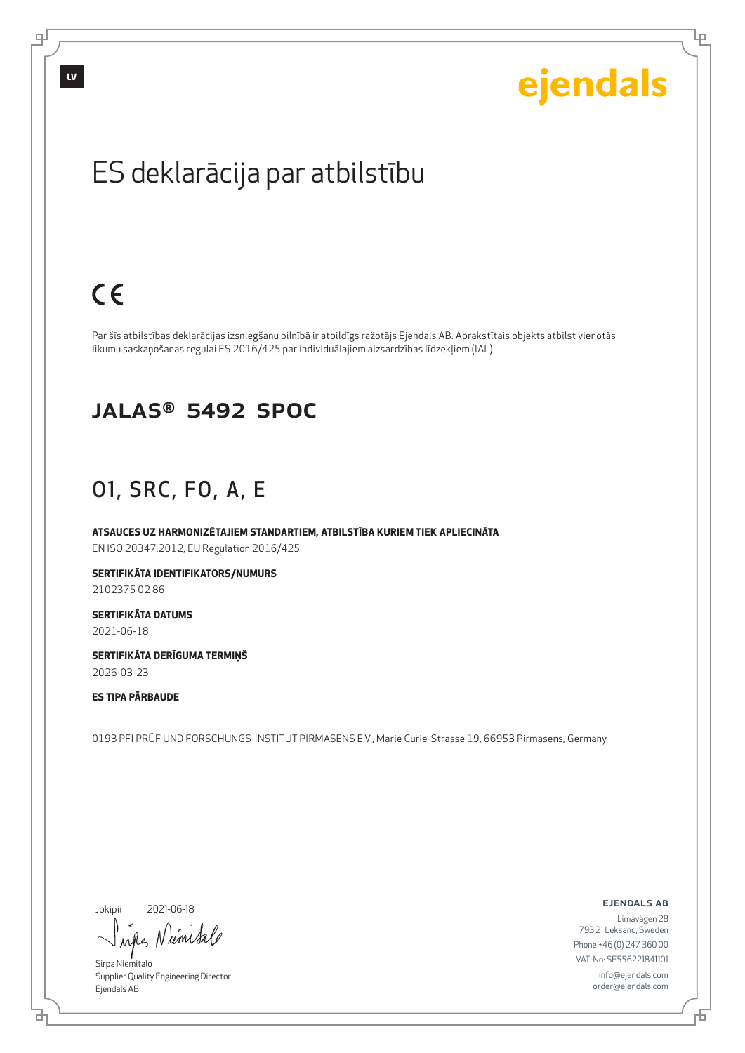ejendals

# ES deklarācija par atbilstību

CE

Par šīs atbilstības deklarācijas izsniegšanu pilnībā ir atbildīgs ražotājs Ejendals AB. Aprakstītais objekts atbilst vienotās likumu saskaņošanas regulai ES 2016/425 par individuālajiem aizsardzības līdzekļiem (IAL).

## JALAS® 5492 SPOC

## O1, SRC, FO, A, E

**ATSAUCES UZ HARMONIZĒTAJIEM STANDARTIEM, ATBILSTĪBA KURIEM TIEK APLIECINĀTA**
EN ISO 20347:2012, EU Regulation 2016/425

**SERTIFIKĀTA IDENTIFIKATORS/NUMURS**
2102375 02 86

**SERTIFIKĀTA DATUMS**
2021-06-18

**SERTIFIKĀTA DERĪGUMA TERMIŅŠ**
2026-03-23

**ES TIPA PĀRBAUDE**

0193 PFI PRÜF UND FORSCHUNGS-INSTITUT PIRMASENS E.V., Marie Curie-Strasse 19, 66953 Pirmasens, Germany

Jokipii 2021-06-18

Sirpa Niemitalo
Supplier Quality Engineering Director
Ejendals AB

**EJENDALS AB**
Limavägen 28
793 21 Leksand, Sweden
Phone +46 (0) 247 360 00
VAT-No: SE556221841101
info@ejendals.com
order@ejendals.com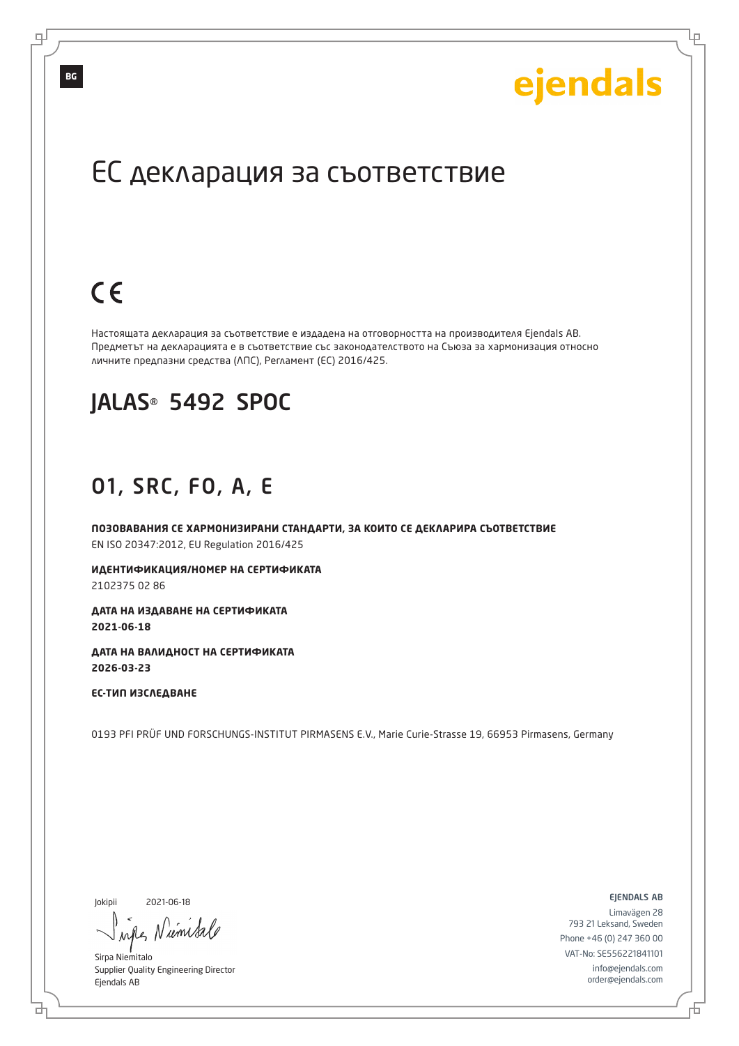BG

ejendals

# ЕС декларация за съответствие

CE

Настоящата декларация за съответствие е издадена на отговорността на производителя Ejendals AB. Предметът на декларацията е в съответствие със законодателството на Съюза за хармонизация относно личните предпазни средства (ЛПС), Регламент (ЕС) 2016/425.

## JALAS® 5492 SPOC

## 01, SRC, FO, A, E

**ПОЗОВАВАНИЯ СЕ ХАРМОНИЗИРАНИ СТАНДАРТИ, ЗА КОИТО СЕ ДЕКЛАРИРА СЪОТВЕТСТВИЕ**
EN ISO 20347:2012, EU Regulation 2016/425

**ИДЕНТИФИКАЦИЯ/НОМЕР НА СЕРТИФИКАТА**
2102375 02 86

**ДАТА НА ИЗДАВАНЕ НА СЕРТИФИКАТА**
**2021-06-18**

**ДАТА НА ВАЛИДНОСТ НА СЕРТИФИКАТА**
**2026-03-23**

**ЕС-ТИП ИЗСЛЕДВАНЕ**

0193 PFI PRÜF UND FORSCHUNGS-INSTITUT PIRMASENS E.V., Marie Curie-Strasse 19, 66953 Pirmasens, Germany

Jokipii 2021-06-18

Sirpa Niemitalo
Supplier Quality Engineering Director
Ejendals AB

EJENDALS AB
Limavägen 28
793 21 Leksand, Sweden
Phone +46 (0) 247 360 00
VAT-No: SE556221841101
info@ejendals.com
order@ejendals.com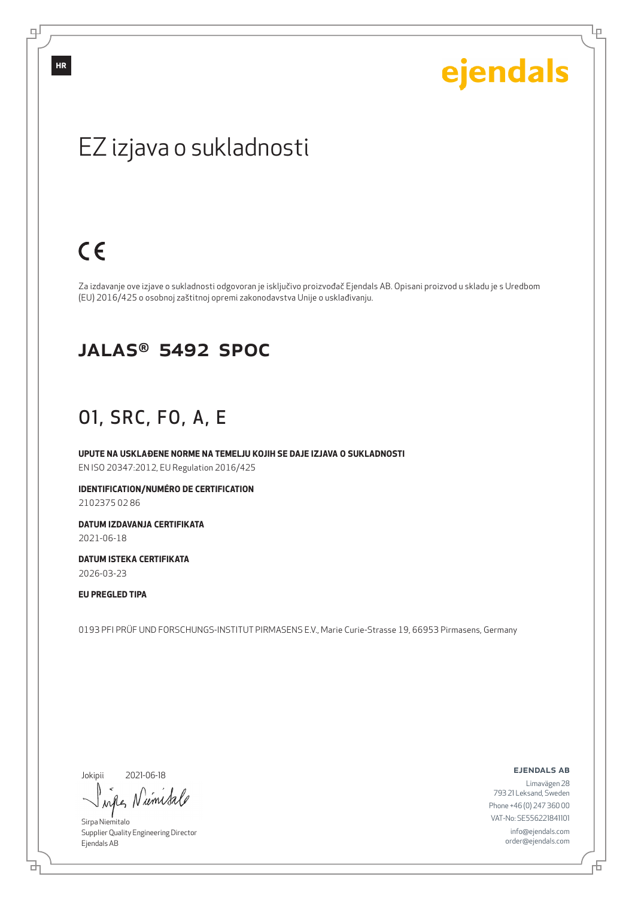HR

ejendals

# EZ izjava o sukladnosti

CE

Za izdavanje ove izjave o sukladnosti odgovoran je isključivo proizvođač Ejendals AB. Opisani proizvod u skladu je s Uredbom (EU) 2016/425 o osobnoj zaštitnoj opremi zakonodavstva Unije o usklađivanju.

## JALAS® 5492 SPOC

## O1, SRC, FO, A, E

**UPUTE NA USKLAĐENE NORME NA TEMELJU KOJIH SE DAJE IZJAVA O SUKLADNOSTI**
EN ISO 20347:2012, EU Regulation 2016/425

**IDENTIFICATION/NUMÉRO DE CERTIFICATION**
2102375 02 86

**DATUM IZDAVANJA CERTIFIKATA**
2021-06-18

**DATUM ISTEKA CERTIFIKATA**
2026-03-23

**EU PREGLED TIPA**

0193 PFI PRÜF UND FORSCHUNGS-INSTITUT PIRMASENS E.V., Marie Curie-Strasse 19, 66953 Pirmasens, Germany

Jokipii 2021-06-18

Sirpa Niemitalo
Supplier Quality Engineering Director
Ejendals AB

**EJENDALS AB**
Limavägen 28
793 21 Leksand, Sweden
Phone +46 (0) 247 360 00
VAT-No: SE556221841101
info@ejendals.com
order@ejendals.com